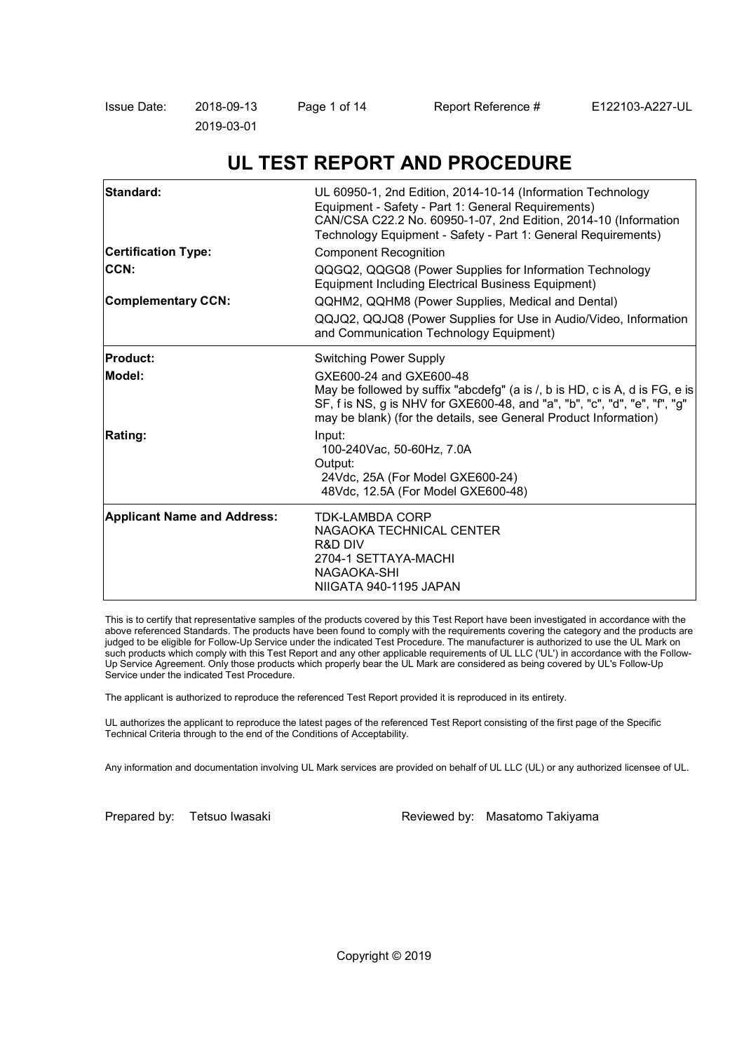Issue Date: 2018-09-13
2019-03-01

Report Reference # E122103-A227-UL

# UL TEST REPORT AND PROCEDURE

| | |
|---|---|
| **Standard:** | UL 60950-1, 2nd Edition, 2014-10-14 (Information Technology Equipment - Safety - Part 1: General Requirements)<br>CAN/CSA C22.2 No. 60950-1-07, 2nd Edition, 2014-10 (Information Technology Equipment - Safety - Part 1: General Requirements) |
| **Certification Type:** | Component Recognition |
| **CCN:** | QQGQ2, QQGQ8 (Power Supplies for Information Technology Equipment Including Electrical Business Equipment) |
| **Complementary CCN:** | QQHM2, QQHM8 (Power Supplies, Medical and Dental)<br>QQJQ2, QQJQ8 (Power Supplies for Use in Audio/Video, Information and Communication Technology Equipment) |
| **Product:** | Switching Power Supply |
| **Model:** | GXE600-24 and GXE600-48<br>May be followed by suffix "abcdefg" (a is /, b is HD, c is A, d is FG, e is SF, f is NS, g is NHV for GXE600-48, and "a", "b", "c", "d", "e", "f", "g" may be blank) (for the details, see General Product Information) |
| **Rating:** | Input:<br>100-240Vac, 50-60Hz, 7.0A<br>Output:<br>24Vdc, 25A (For Model GXE600-24)<br>48Vdc, 12.5A (For Model GXE600-48) |
| **Applicant Name and Address:** | TDK-LAMBDA CORP<br>NAGAOKA TECHNICAL CENTER<br>R&D DIV<br>2704-1 SETTAYA-MACHI<br>NAGAOKA-SHI<br>NIIGATA 940-1195 JAPAN |

This is to certify that representative samples of the products covered by this Test Report have been investigated in accordance with the above referenced Standards. The products have been found to comply with the requirements covering the category and the products are judged to be eligible for Follow-Up Service under the indicated Test Procedure. The manufacturer is authorized to use the UL Mark on such products which comply with this Test Report and any other applicable requirements of UL LLC ('UL') in accordance with the Follow-Up Service Agreement. Only those products which properly bear the UL Mark are considered as being covered by UL's Follow-Up Service under the indicated Test Procedure.

The applicant is authorized to reproduce the referenced Test Report provided it is reproduced in its entirety.

UL authorizes the applicant to reproduce the latest pages of the referenced Test Report consisting of the first page of the Specific Technical Criteria through to the end of the Conditions of Acceptability.

Any information and documentation involving UL Mark services are provided on behalf of UL LLC (UL) or any authorized licensee of UL.

Prepared by: Tetsuo Iwasaki

Reviewed by: Masatomo Takiyama

Copyright © 2019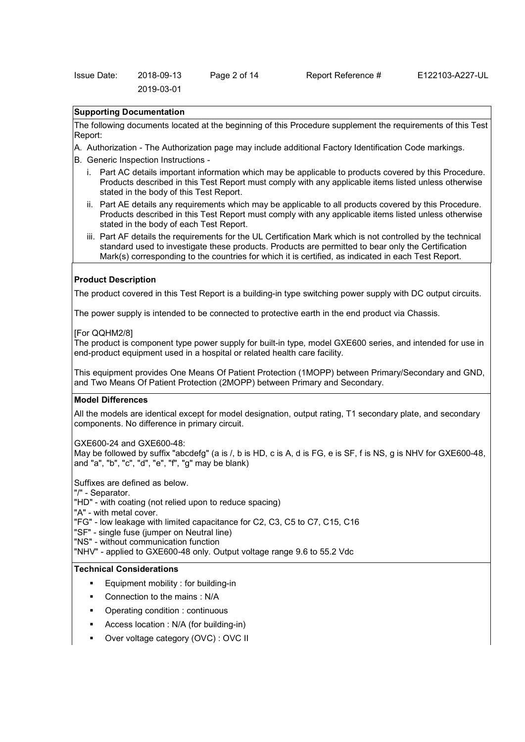## Supporting Documentation

The following documents located at the beginning of this Procedure supplement the requirements of this Test Report:

A. Authorization - The Authorization page may include additional Factory Identification Code markings.

B. Generic Inspection Instructions -

  i. Part AC details important information which may be applicable to products covered by this Procedure. Products described in this Test Report must comply with any applicable items listed unless otherwise stated in the body of this Test Report.

  ii. Part AE details any requirements which may be applicable to all products covered by this Procedure. Products described in this Test Report must comply with any applicable items listed unless otherwise stated in the body of each Test Report.

  iii. Part AF details the requirements for the UL Certification Mark which is not controlled by the technical standard used to investigate these products. Products are permitted to bear only the Certification Mark(s) corresponding to the countries for which it is certified, as indicated in each Test Report.

## Product Description

The product covered in this Test Report is a building-in type switching power supply with DC output circuits.

The power supply is intended to be connected to protective earth in the end product via Chassis.

[For QQHM2/8]
The product is component type power supply for built-in type, model GXE600 series, and intended for use in end-product equipment used in a hospital or related health care facility.

This equipment provides One Means Of Patient Protection (1MOPP) between Primary/Secondary and GND, and Two Means Of Patient Protection (2MOPP) between Primary and Secondary.

## Model Differences

All the models are identical except for model designation, output rating, T1 secondary plate, and secondary components. No difference in primary circuit.

GXE600-24 and GXE600-48:
May be followed by suffix "abcdefg" (a is /, b is HD, c is A, d is FG, e is SF, f is NS, g is NHV for GXE600-48, and "a", "b", "c", "d", "e", "f", "g" may be blank)

Suffixes are defined as below.
"/" - Separator.
"HD" - with coating (not relied upon to reduce spacing)
"A" - with metal cover.
"FG" - low leakage with limited capacitance for C2, C3, C5 to C7, C15, C16
"SF" - single fuse (jumper on Neutral line)
"NS" - without communication function
"NHV" - applied to GXE600-48 only. Output voltage range 9.6 to 55.2 Vdc

## Technical Considerations

- Equipment mobility : for building-in
- Connection to the mains : N/A
- Operating condition : continuous
- Access location : N/A (for building-in)
- Over voltage category (OVC) : OVC II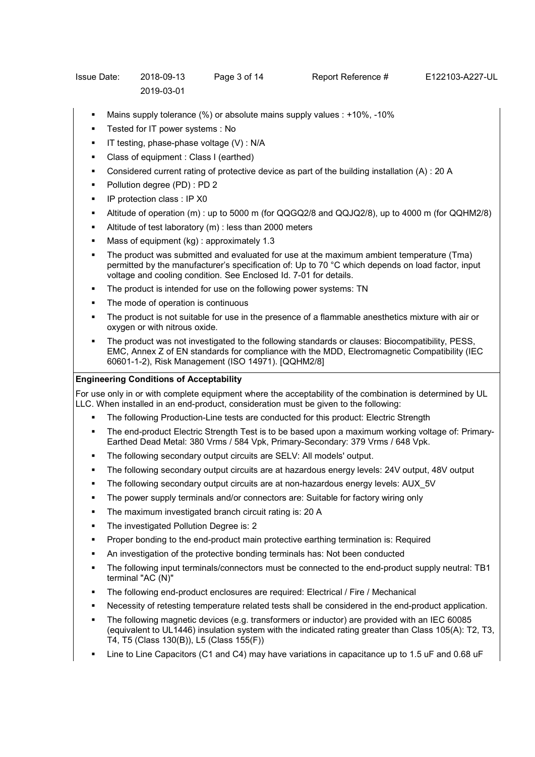- Mains supply tolerance (%) or absolute mains supply values : +10%, -10%
- Tested for IT power systems : No
- IT testing, phase-phase voltage (V) : N/A
- Class of equipment : Class I (earthed)
- Considered current rating of protective device as part of the building installation (A) : 20 A
- Pollution degree (PD) : PD 2
- IP protection class : IP X0
- Altitude of operation (m) : up to 5000 m (for QQGQ2/8 and QQJQ2/8), up to 4000 m (for QQHM2/8)
- Altitude of test laboratory (m) : less than 2000 meters
- Mass of equipment (kg) : approximately 1.3
- The product was submitted and evaluated for use at the maximum ambient temperature (Tma) permitted by the manufacturer's specification of: Up to 70 °C which depends on load factor, input voltage and cooling condition. See Enclosed Id. 7-01 for details.
- The product is intended for use on the following power systems: TN
- The mode of operation is continuous
- The product is not suitable for use in the presence of a flammable anesthetics mixture with air or oxygen or with nitrous oxide.
- The product was not investigated to the following standards or clauses: Biocompatibility, PESS, EMC, Annex Z of EN standards for compliance with the MDD, Electromagnetic Compatibility (IEC 60601-1-2), Risk Management (ISO 14971). [QQHM2/8]

**Engineering Conditions of Acceptability**

For use only in or with complete equipment where the acceptability of the combination is determined by UL LLC. When installed in an end-product, consideration must be given to the following:

- The following Production-Line tests are conducted for this product: Electric Strength
- The end-product Electric Strength Test is to be based upon a maximum working voltage of: Primary-Earthed Dead Metal: 380 Vrms / 584 Vpk, Primary-Secondary: 379 Vrms / 648 Vpk.
- The following secondary output circuits are SELV: All models' output.
- The following secondary output circuits are at hazardous energy levels: 24V output, 48V output
- The following secondary output circuits are at non-hazardous energy levels: AUX_5V
- The power supply terminals and/or connectors are: Suitable for factory wiring only
- The maximum investigated branch circuit rating is: 20 A
- The investigated Pollution Degree is: 2
- Proper bonding to the end-product main protective earthing termination is: Required
- An investigation of the protective bonding terminals has: Not been conducted
- The following input terminals/connectors must be connected to the end-product supply neutral: TB1 terminal "AC (N)"
- The following end-product enclosures are required: Electrical / Fire / Mechanical
- Necessity of retesting temperature related tests shall be considered in the end-product application.
- The following magnetic devices (e.g. transformers or inductor) are provided with an IEC 60085 (equivalent to UL1446) insulation system with the indicated rating greater than Class 105(A): T2, T3, T4, T5 (Class 130(B)), L5 (Class 155(F))
- Line to Line Capacitors (C1 and C4) may have variations in capacitance up to 1.5 uF and 0.68 uF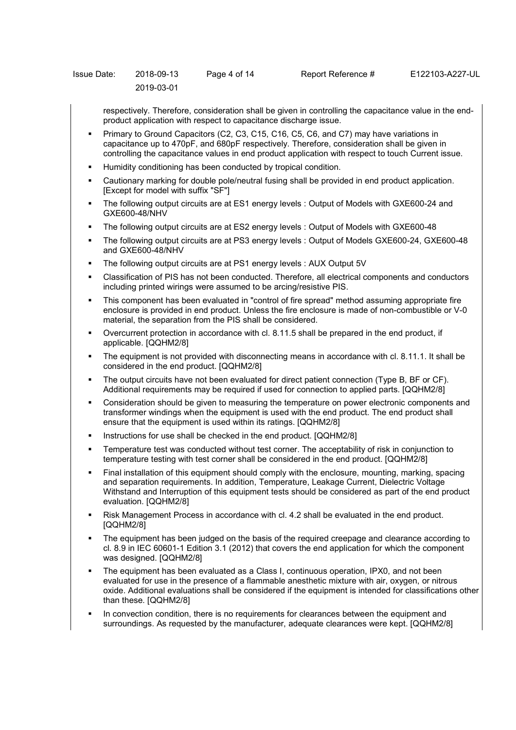respectively. Therefore, consideration shall be given in controlling the capacitance value in the end-product application with respect to capacitance discharge issue.

- Primary to Ground Capacitors (C2, C3, C15, C16, C5, C6, and C7) may have variations in capacitance up to 470pF, and 680pF respectively. Therefore, consideration shall be given in controlling the capacitance values in end product application with respect to touch Current issue.
- Humidity conditioning has been conducted by tropical condition.
- Cautionary marking for double pole/neutral fusing shall be provided in end product application. [Except for model with suffix "SF"]
- The following output circuits are at ES1 energy levels : Output of Models with GXE600-24 and GXE600-48/NHV
- The following output circuits are at ES2 energy levels : Output of Models with GXE600-48
- The following output circuits are at PS3 energy levels : Output of Models GXE600-24, GXE600-48 and GXE600-48/NHV
- The following output circuits are at PS1 energy levels : AUX Output 5V
- Classification of PIS has not been conducted. Therefore, all electrical components and conductors including printed wirings were assumed to be arcing/resistive PIS.
- This component has been evaluated in "control of fire spread" method assuming appropriate fire enclosure is provided in end product. Unless the fire enclosure is made of non-combustible or V-0 material, the separation from the PIS shall be considered.
- Overcurrent protection in accordance with cl. 8.11.5 shall be prepared in the end product, if applicable. [QQHM2/8]
- The equipment is not provided with disconnecting means in accordance with cl. 8.11.1. It shall be considered in the end product. [QQHM2/8]
- The output circuits have not been evaluated for direct patient connection (Type B, BF or CF). Additional requirements may be required if used for connection to applied parts. [QQHM2/8]
- Consideration should be given to measuring the temperature on power electronic components and transformer windings when the equipment is used with the end product. The end product shall ensure that the equipment is used within its ratings. [QQHM2/8]
- Instructions for use shall be checked in the end product. [QQHM2/8]
- Temperature test was conducted without test corner. The acceptability of risk in conjunction to temperature testing with test corner shall be considered in the end product. [QQHM2/8]
- Final installation of this equipment should comply with the enclosure, mounting, marking, spacing and separation requirements. In addition, Temperature, Leakage Current, Dielectric Voltage Withstand and Interruption of this equipment tests should be considered as part of the end product evaluation. [QQHM2/8]
- Risk Management Process in accordance with cl. 4.2 shall be evaluated in the end product. [QQHM2/8]
- The equipment has been judged on the basis of the required creepage and clearance according to cl. 8.9 in IEC 60601-1 Edition 3.1 (2012) that covers the end application for which the component was designed. [QQHM2/8]
- The equipment has been evaluated as a Class I, continuous operation, IPX0, and not been evaluated for use in the presence of a flammable anesthetic mixture with air, oxygen, or nitrous oxide. Additional evaluations shall be considered if the equipment is intended for classifications other than these. [QQHM2/8]
- In convection condition, there is no requirements for clearances between the equipment and surroundings. As requested by the manufacturer, adequate clearances were kept. [QQHM2/8]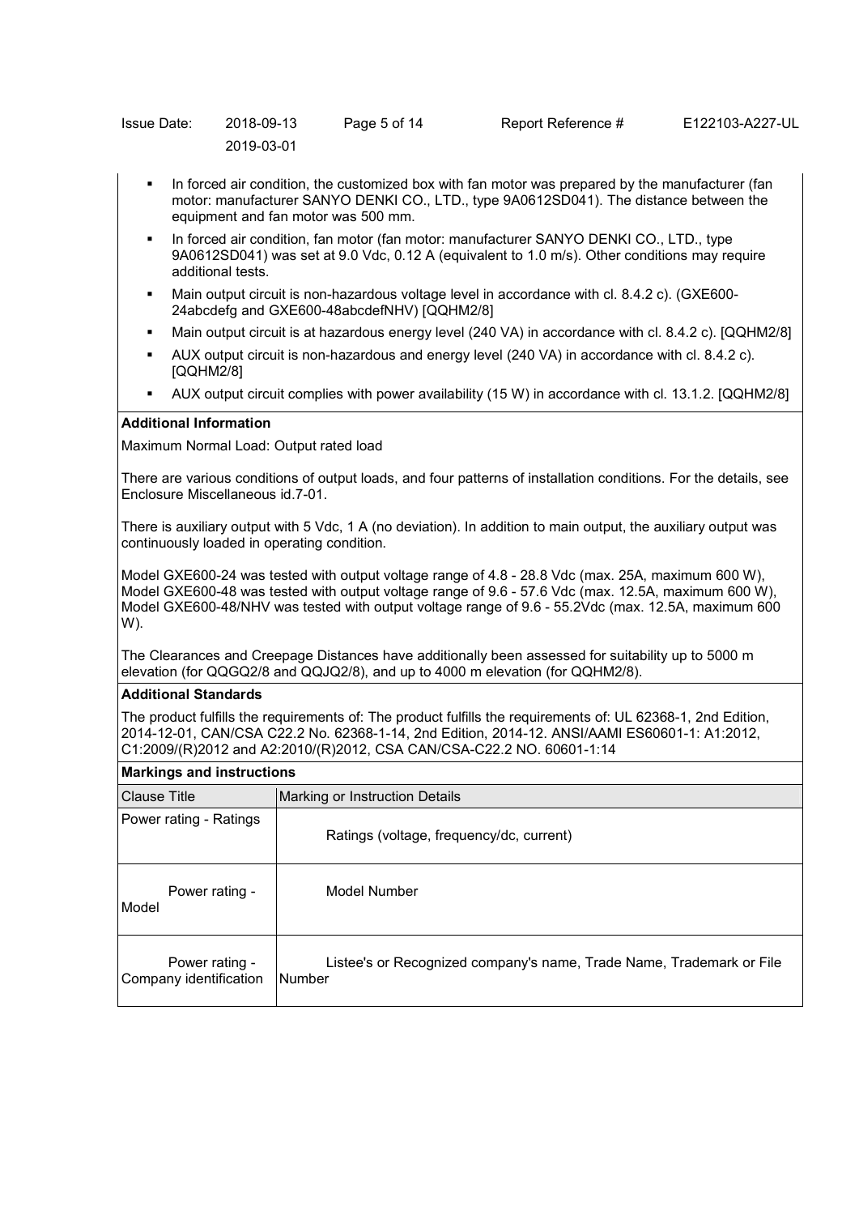- In forced air condition, the customized box with fan motor was prepared by the manufacturer (fan motor: manufacturer SANYO DENKI CO., LTD., type 9A0612SD041). The distance between the equipment and fan motor was 500 mm.
- In forced air condition, fan motor (fan motor: manufacturer SANYO DENKI CO., LTD., type 9A0612SD041) was set at 9.0 Vdc, 0.12 A (equivalent to 1.0 m/s). Other conditions may require additional tests.
- Main output circuit is non-hazardous voltage level in accordance with cl. 8.4.2 c). (GXE600-24abcdefg and GXE600-48abcdefNHV) [QQHM2/8]
- Main output circuit is at hazardous energy level (240 VA) in accordance with cl. 8.4.2 c). [QQHM2/8]
- AUX output circuit is non-hazardous and energy level (240 VA) in accordance with cl. 8.4.2 c). [QQHM2/8]
- AUX output circuit complies with power availability (15 W) in accordance with cl. 13.1.2. [QQHM2/8]

**Additional Information**

Maximum Normal Load: Output rated load

There are various conditions of output loads, and four patterns of installation conditions. For the details, see Enclosure Miscellaneous id.7-01.

There is auxiliary output with 5 Vdc, 1 A (no deviation). In addition to main output, the auxiliary output was continuously loaded in operating condition.

Model GXE600-24 was tested with output voltage range of 4.8 - 28.8 Vdc (max. 25A, maximum 600 W), Model GXE600-48 was tested with output voltage range of 9.6 - 57.6 Vdc (max. 12.5A, maximum 600 W), Model GXE600-48/NHV was tested with output voltage range of 9.6 - 55.2Vdc (max. 12.5A, maximum 600 W).

The Clearances and Creepage Distances have additionally been assessed for suitability up to 5000 m elevation (for QQGQ2/8 and QQJQ2/8), and up to 4000 m elevation (for QQHM2/8).

**Additional Standards**

The product fulfills the requirements of: The product fulfills the requirements of: UL 62368-1, 2nd Edition, 2014-12-01, CAN/CSA C22.2 No. 62368-1-14, 2nd Edition, 2014-12. ANSI/AAMI ES60601-1: A1:2012, C1:2009/(R)2012 and A2:2010/(R)2012, CSA CAN/CSA-C22.2 NO. 60601-1:14

**Markings and instructions**

| Clause Title | Marking or Instruction Details |
|---|---|
| Power rating - Ratings | Ratings (voltage, frequency/dc, current) |
| Power rating - Model | Model Number |
| Power rating - Company identification | Listee's or Recognized company's name, Trade Name, Trademark or File Number |